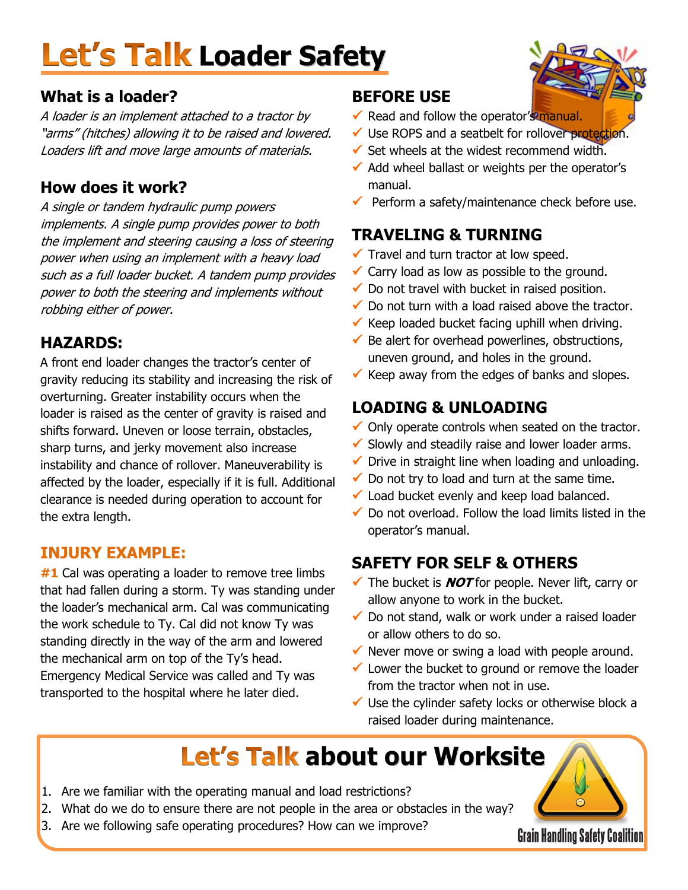# Let's Talk Loader Safety

## What is a loader?

*A loader is an implement attached to a tractor by "arms" (hitches) allowing it to be raised and lowered. Loaders lift and move large amounts of materials.*

## How does it work?

*A single or tandem hydraulic pump powers implements. A single pump provides power to both the implement and steering causing a loss of steering power when using an implement with a heavy load such as a full loader bucket. A tandem pump provides power to both the steering and implements without robbing either of power.*

## HAZARDS:

A front end loader changes the tractor's center of gravity reducing its stability and increasing the risk of overturning. Greater instability occurs when the loader is raised as the center of gravity is raised and shifts forward. Uneven or loose terrain, obstacles, sharp turns, and jerky movement also increase instability and chance of rollover. Maneuverability is affected by the loader, especially if it is full. Additional clearance is needed during operation to account for the extra length.

## INJURY EXAMPLE:

**#1** Cal was operating a loader to remove tree limbs that had fallen during a storm. Ty was standing under the loader's mechanical arm. Cal was communicating the work schedule to Ty. Cal did not know Ty was standing directly in the way of the arm and lowered the mechanical arm on top of the Ty's head. Emergency Medical Service was called and Ty was transported to the hospital where he later died.

## BEFORE USE

- ✓ Read and follow the operator's manual.
- ✓ Use ROPS and a seatbelt for rollover protection.
- ✓ Set wheels at the widest recommend width.
- ✓ Add wheel ballast or weights per the operator's manual.
- ✓ Perform a safety/maintenance check before use.

## TRAVELING & TURNING

- ✓ Travel and turn tractor at low speed.
- ✓ Carry load as low as possible to the ground.
- ✓ Do not travel with bucket in raised position.
- ✓ Do not turn with a load raised above the tractor.
- ✓ Keep loaded bucket facing uphill when driving.
- ✓ Be alert for overhead powerlines, obstructions, uneven ground, and holes in the ground.
- ✓ Keep away from the edges of banks and slopes.

## LOADING & UNLOADING

- ✓ Only operate controls when seated on the tractor.
- ✓ Slowly and steadily raise and lower loader arms.
- ✓ Drive in straight line when loading and unloading.
- ✓ Do not try to load and turn at the same time.
- ✓ Load bucket evenly and keep load balanced.
- ✓ Do not overload. Follow the load limits listed in the operator's manual.

## SAFETY FOR SELF & OTHERS

- ✓ The bucket is ***NOT*** for people. Never lift, carry or allow anyone to work in the bucket.
- ✓ Do not stand, walk or work under a raised loader or allow others to do so.
- ✓ Never move or swing a load with people around.
- ✓ Lower the bucket to ground or remove the loader from the tractor when not in use.
- ✓ Use the cylinder safety locks or otherwise block a raised loader during maintenance.

## Let's Talk about our Worksite

1. Are we familiar with the operating manual and load restrictions?
2. What do we do to ensure there are not people in the area or obstacles in the way?
3. Are we following safe operating procedures? How can we improve?

Grain Handling Safety Coalition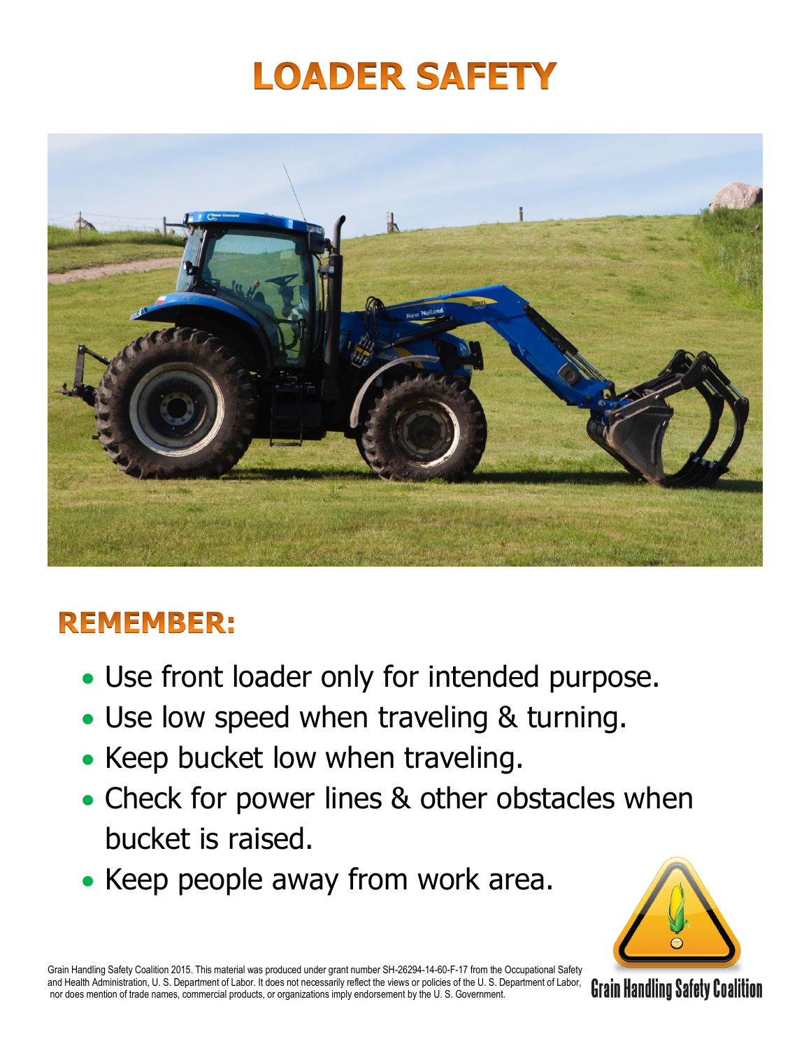# LOADER SAFETY

## REMEMBER:

- Use front loader only for intended purpose.
- Use low speed when traveling & turning.
- Keep bucket low when traveling.
- Check for power lines & other obstacles when bucket is raised.
- Keep people away from work area.

Grain Handling Safety Coalition 2015. This material was produced under grant number SH-26294-14-60-F-17 from the Occupational Safety and Health Administration, U. S. Department of Labor. It does not necessarily reflect the views or policies of the U. S. Department of Labor, nor does mention of trade names, commercial products, or organizations imply endorsement by the U. S. Government.

Grain Handling Safety Coalition